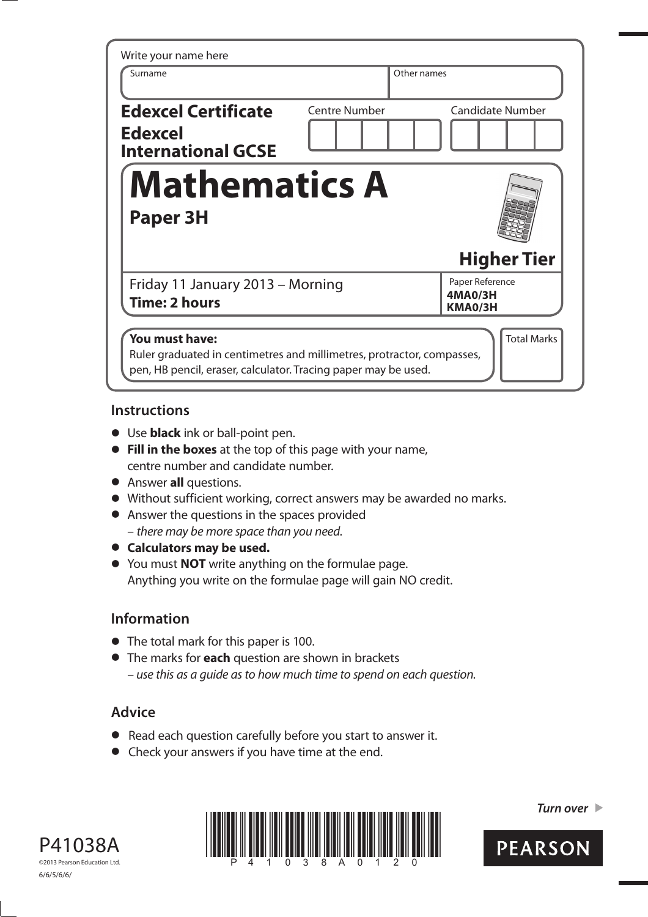Write your name here

| Surname | Other names |
|---|---|
| | |

**Edexcel Certificate**
**Edexcel International GCSE**

Centre Number | Candidate Number

# Mathematics A

## Paper 3H

**Higher Tier**

Friday 11 January 2013 – Morning
**Time: 2 hours**

Paper Reference
**4MA0/3H**
**KMA0/3H**

**You must have:**
Ruler graduated in centimetres and millimetres, protractor, compasses, pen, HB pencil, eraser, calculator. Tracing paper may be used.

Total Marks

## Instructions

- Use **black** ink or ball-point pen.
- **Fill in the boxes** at the top of this page with your name, centre number and candidate number.
- Answer **all** questions.
- Without sufficient working, correct answers may be awarded no marks.
- Answer the questions in the spaces provided – *there may be more space than you need.*
- **Calculators may be used.**
- You must **NOT** write anything on the formulae page. Anything you write on the formulae page will gain NO credit.

## Information

- The total mark for this paper is 100.
- The marks for **each** question are shown in brackets – *use this as a guide as to how much time to spend on each question.*

## Advice

- Read each question carefully before you start to answer it.
- Check your answers if you have time at the end.

P41038A
©2013 Pearson Education Ltd.
6/6/5/6/6/

*Turn over*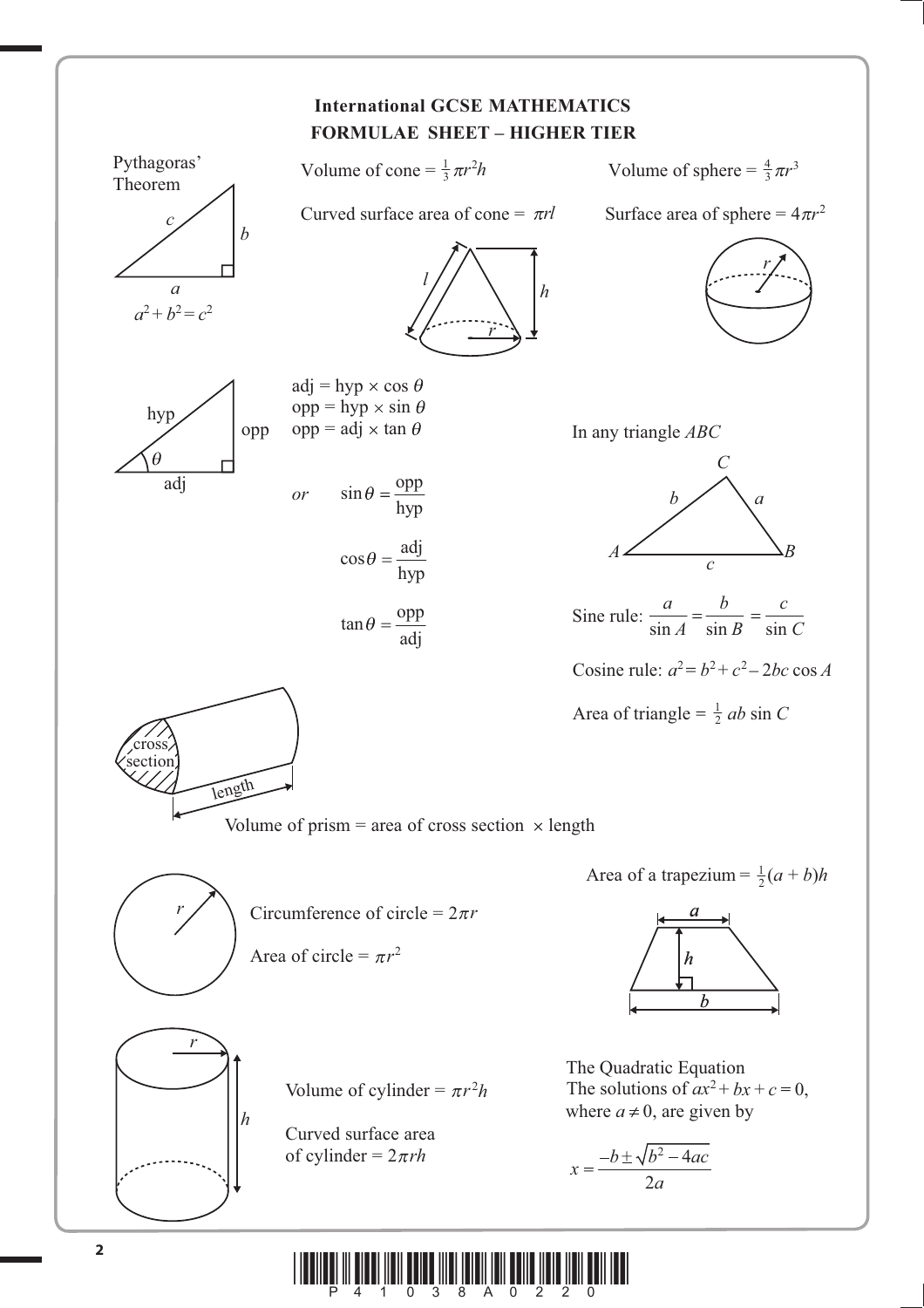# International GCSE MATHEMATICS
## FORMULAE SHEET – HIGHER TIER

**Pythagoras' Theorem**

$a^2 + b^2 = c^2$

Volume of cone $= \frac{1}{3}\pi r^2 h$

Curved surface area of cone $= \pi r l$

Volume of sphere $= \frac{4}{3}\pi r^3$

Surface area of sphere $= 4\pi r^2$

adj = hyp × cos $\theta$
opp = hyp × sin $\theta$
opp = adj × tan $\theta$

*or* $\sin\theta = \frac{\text{opp}}{\text{hyp}}$

$\cos\theta = \frac{\text{adj}}{\text{hyp}}$

$\tan\theta = \frac{\text{opp}}{\text{adj}}$

In any triangle *ABC*

Sine rule: $\frac{a}{\sin A} = \frac{b}{\sin B} = \frac{c}{\sin C}$

Cosine rule: $a^2 = b^2 + c^2 - 2bc\cos A$

Area of triangle $= \frac{1}{2}ab\sin C$

Volume of prism = area of cross section × length

Area of a trapezium $= \frac{1}{2}(a + b)h$

Circumference of circle $= 2\pi r$

Area of circle $= \pi r^2$

Volume of cylinder $= \pi r^2 h$

Curved surface area of cylinder $= 2\pi r h$

The Quadratic Equation
The solutions of $ax^2 + bx + c = 0$, where $a \neq 0$, are given by

$$x = \frac{-b \pm \sqrt{b^2 - 4ac}}{2a}$$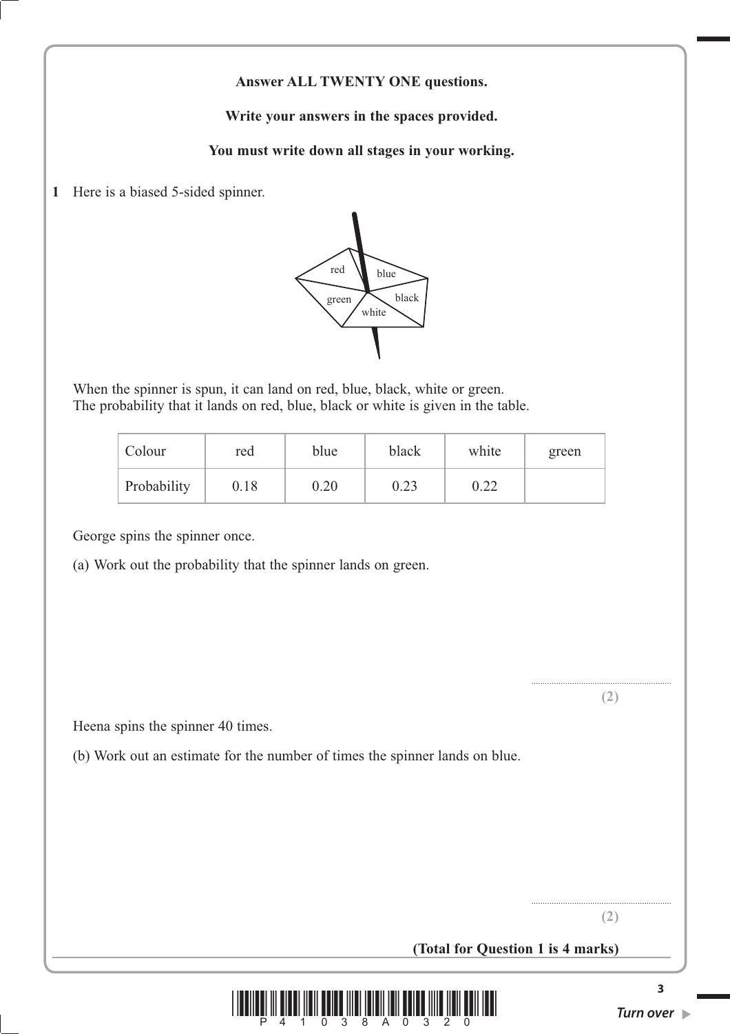**Answer ALL TWENTY ONE questions.**

**Write your answers in the spaces provided.**

**You must write down all stages in your working.**

**1** Here is a biased 5-sided spinner.

When the spinner is spun, it can land on red, blue, black, white or green.
The probability that it lands on red, blue, black or white is given in the table.

| Colour | red | blue | black | white | green |
|---|---|---|---|---|---|
| Probability | 0.18 | 0.20 | 0.23 | 0.22 | |

George spins the spinner once.

(a) Work out the probability that the spinner lands on green.

..............................................................

**(2)**

Heena spins the spinner 40 times.

(b) Work out an estimate for the number of times the spinner lands on blue.

..............................................................

**(2)**

**(Total for Question 1 is 4 marks)**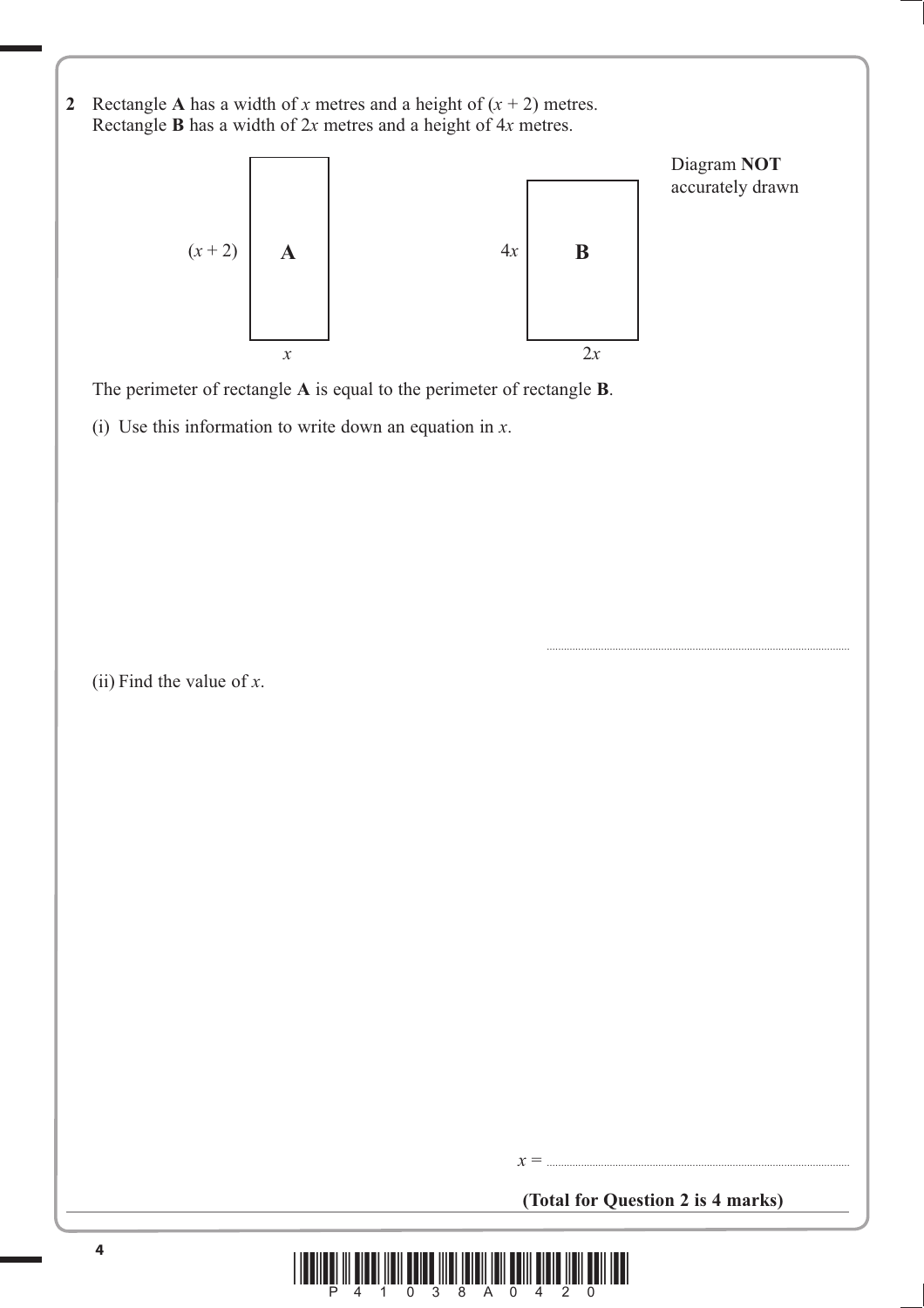**2** Rectangle **A** has a width of $x$ metres and a height of $(x + 2)$ metres.
Rectangle **B** has a width of $2x$ metres and a height of $4x$ metres.

Diagram **NOT** accurately drawn

$(x + 2)$ **A** $x$

$4x$ **B** $2x$

The perimeter of rectangle **A** is equal to the perimeter of rectangle **B**.

(i) Use this information to write down an equation in $x$.

..........................................................

(ii) Find the value of $x$.

$x =$ ..........................................................

**(Total for Question 2 is 4 marks)**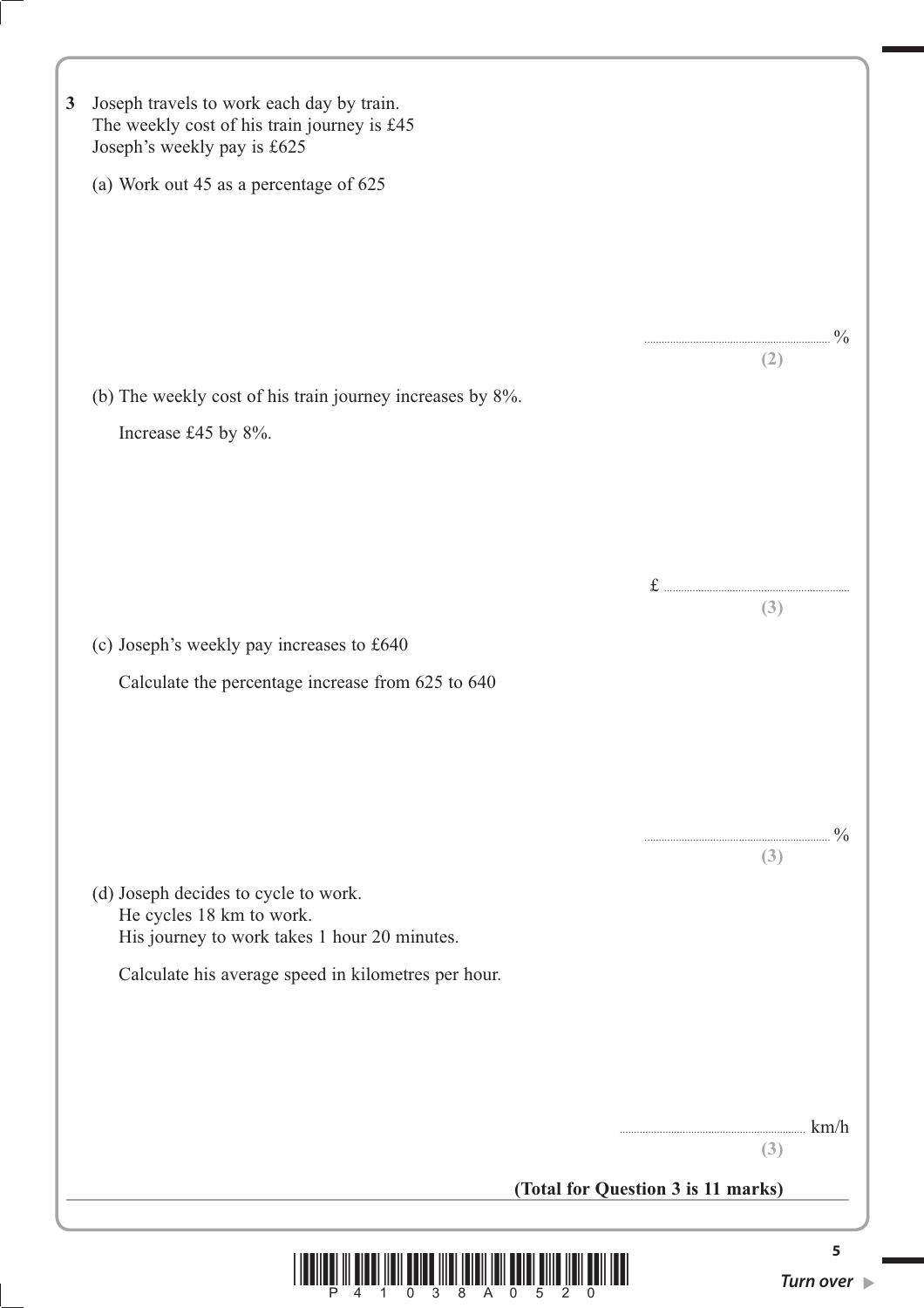**3** Joseph travels to work each day by train.
The weekly cost of his train journey is £45
Joseph's weekly pay is £625

(a) Work out 45 as a percentage of 625

.......................................................... %

**(2)**

(b) The weekly cost of his train journey increases by 8%.

Increase £45 by 8%.

£ ..........................................................

**(3)**

(c) Joseph's weekly pay increases to £640

Calculate the percentage increase from 625 to 640

.......................................................... %

**(3)**

(d) Joseph decides to cycle to work.
He cycles 18 km to work.
His journey to work takes 1 hour 20 minutes.

Calculate his average speed in kilometres per hour.

.......................................................... km/h

**(3)**

**(Total for Question 3 is 11 marks)**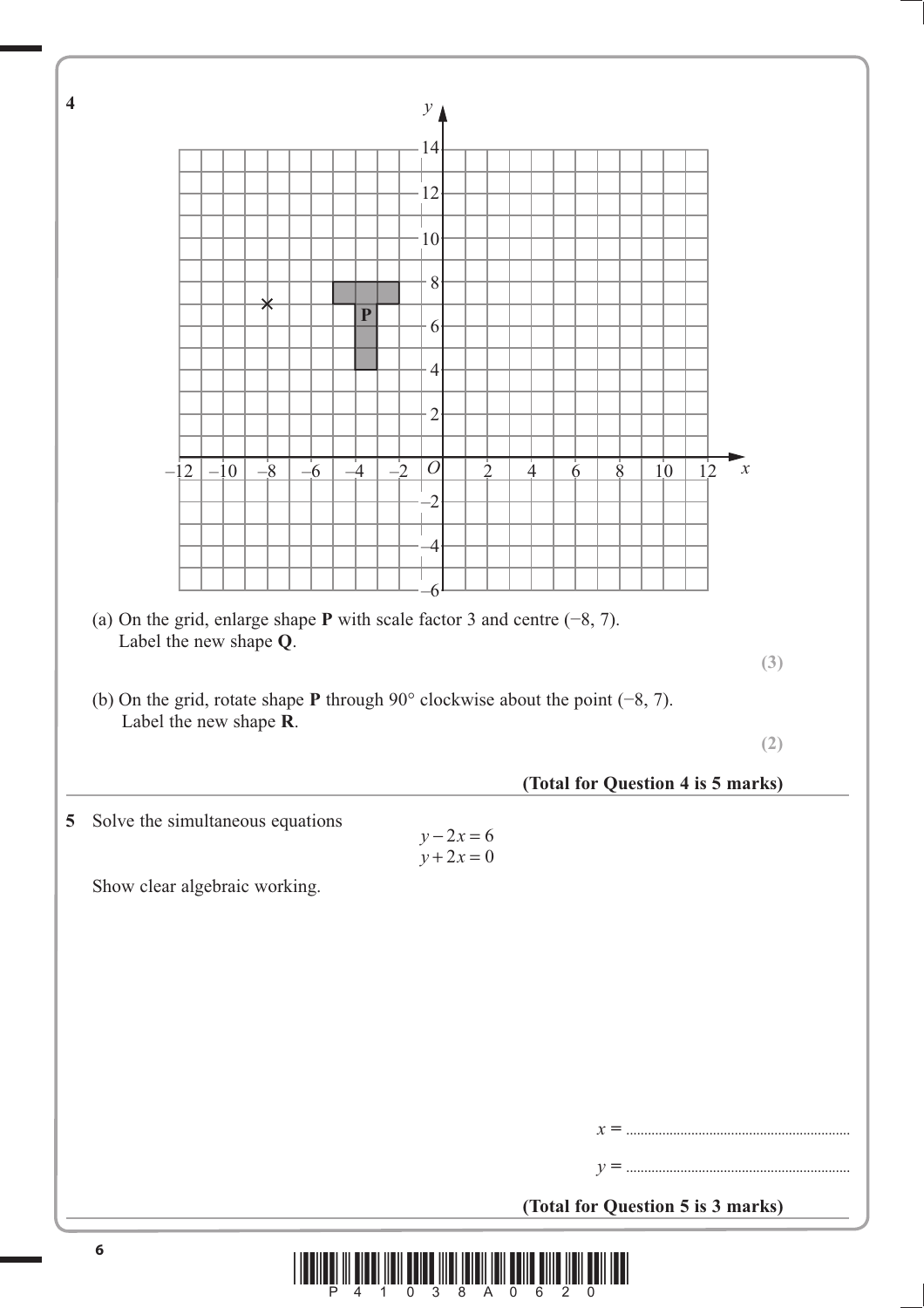**4**

(a) On the grid, enlarge shape **P** with scale factor 3 and centre $(-8, 7)$.
Label the new shape **Q**.

**(3)**

(b) On the grid, rotate shape **P** through 90° clockwise about the point $(-8, 7)$.
Label the new shape **R**.

**(2)**

**(Total for Question 4 is 5 marks)**

---

**5** Solve the simultaneous equations

$$y - 2x = 6$$
$$y + 2x = 0$$

Show clear algebraic working.

$x =$ ..............................................................

$y =$ ..............................................................

**(Total for Question 5 is 3 marks)**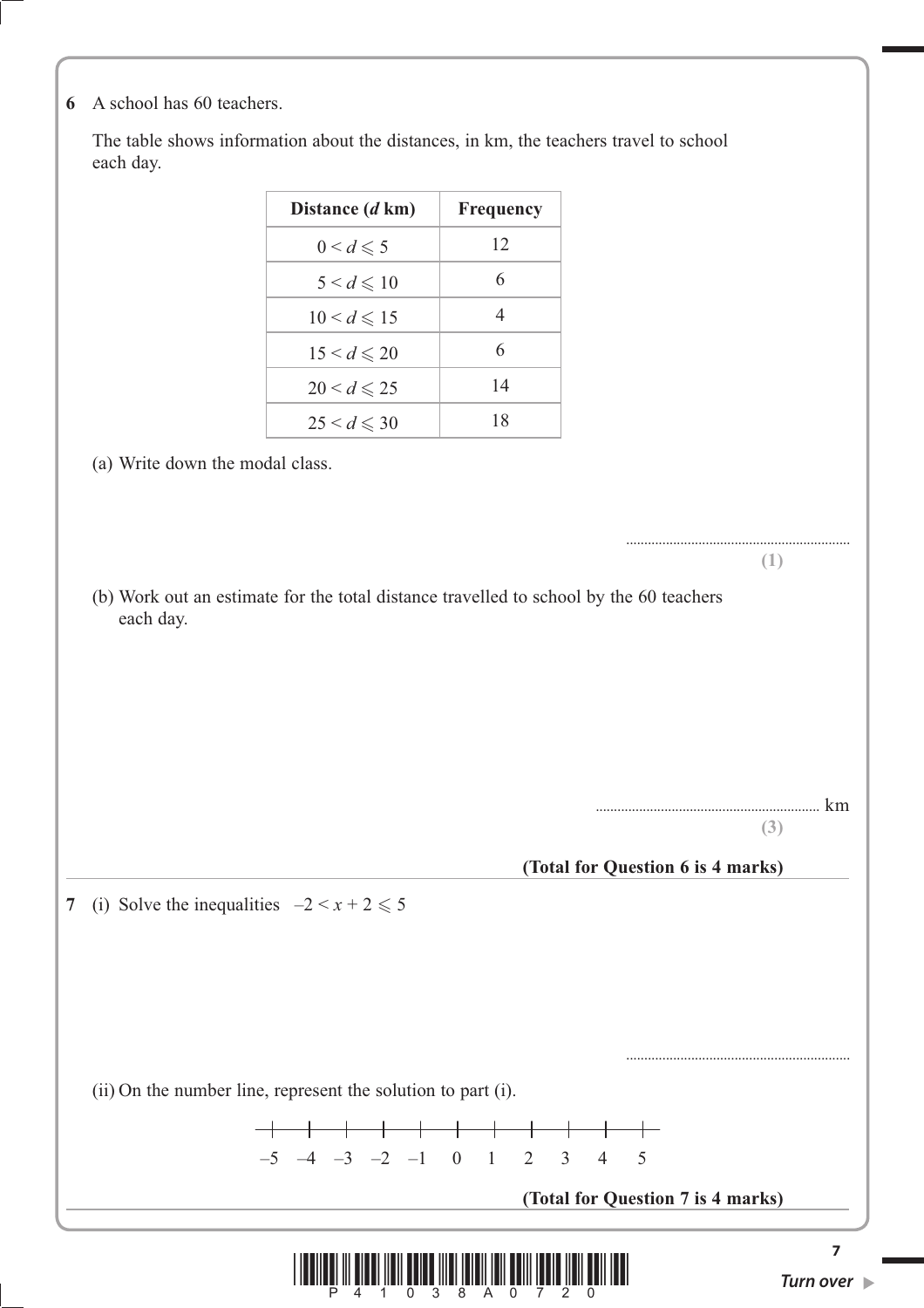**6** A school has 60 teachers.

The table shows information about the distances, in km, the teachers travel to school each day.

| Distance ($d$ km) | Frequency |
|---|---|
| $0 < d \leqslant 5$ | 12 |
| $5 < d \leqslant 10$ | 6 |
| $10 < d \leqslant 15$ | 4 |
| $15 < d \leqslant 20$ | 6 |
| $20 < d \leqslant 25$ | 14 |
| $25 < d \leqslant 30$ | 18 |

(a) Write down the modal class.

..............................................................

**(1)**

(b) Work out an estimate for the total distance travelled to school by the 60 teachers each day.

.............................................................. km

**(3)**

**(Total for Question 6 is 4 marks)**

---

**7** (i) Solve the inequalities $-2 < x + 2 \leqslant 5$

..............................................................

(ii) On the number line, represent the solution to part (i).

$-5 \quad -4 \quad -3 \quad -2 \quad -1 \quad 0 \quad 1 \quad 2 \quad 3 \quad 4 \quad 5$

**(Total for Question 7 is 4 marks)**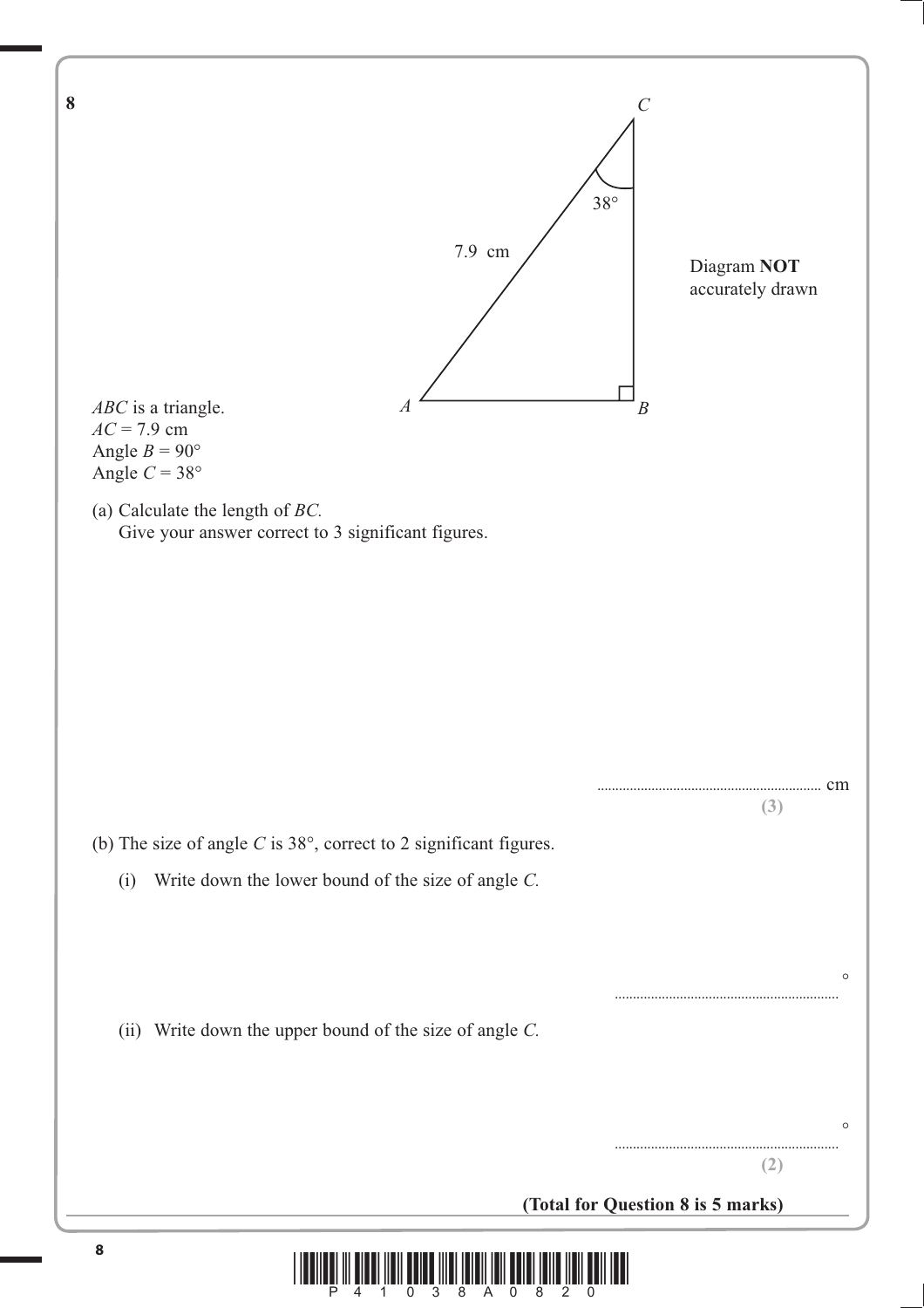**8**

Diagram **NOT** accurately drawn

*ABC* is a triangle.
$AC = 7.9$ cm
Angle $B = 90°$
Angle $C = 38°$

(a) Calculate the length of *BC*.
Give your answer correct to 3 significant figures.

.............................................................. cm
**(3)**

(b) The size of angle *C* is 38°, correct to 2 significant figures.

(i) Write down the lower bound of the size of angle *C*.

.............................................................. °

(ii) Write down the upper bound of the size of angle *C*.

.............................................................. °
**(2)**

**(Total for Question 8 is 5 marks)**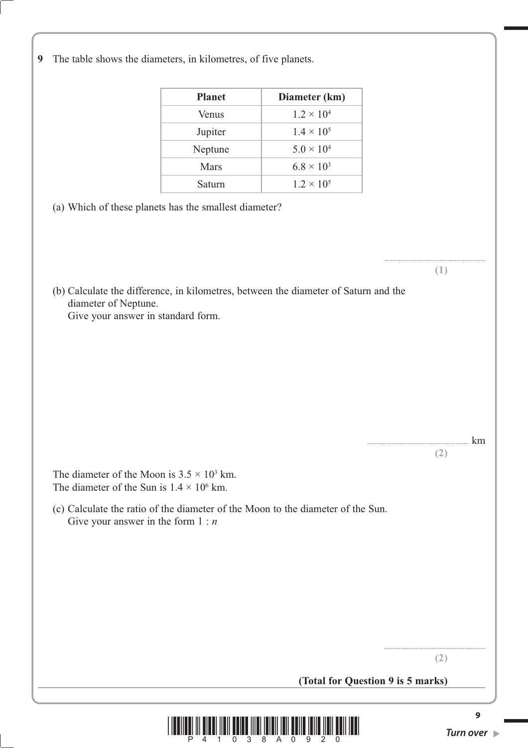**9** The table shows the diameters, in kilometres, of five planets.

| Planet | Diameter (km) |
|---|---|
| Venus | $1.2 \times 10^4$ |
| Jupiter | $1.4 \times 10^5$ |
| Neptune | $5.0 \times 10^4$ |
| Mars | $6.8 \times 10^3$ |
| Saturn | $1.2 \times 10^5$ |

(a) Which of these planets has the smallest diameter?

..............................................................

**(1)**

(b) Calculate the difference, in kilometres, between the diameter of Saturn and the diameter of Neptune.
Give your answer in standard form.

.............................................................. km

**(2)**

The diameter of the Moon is $3.5 \times 10^3$ km.
The diameter of the Sun is $1.4 \times 10^6$ km.

(c) Calculate the ratio of the diameter of the Moon to the diameter of the Sun.
Give your answer in the form $1 : n$

..............................................................

**(2)**

**(Total for Question 9 is 5 marks)**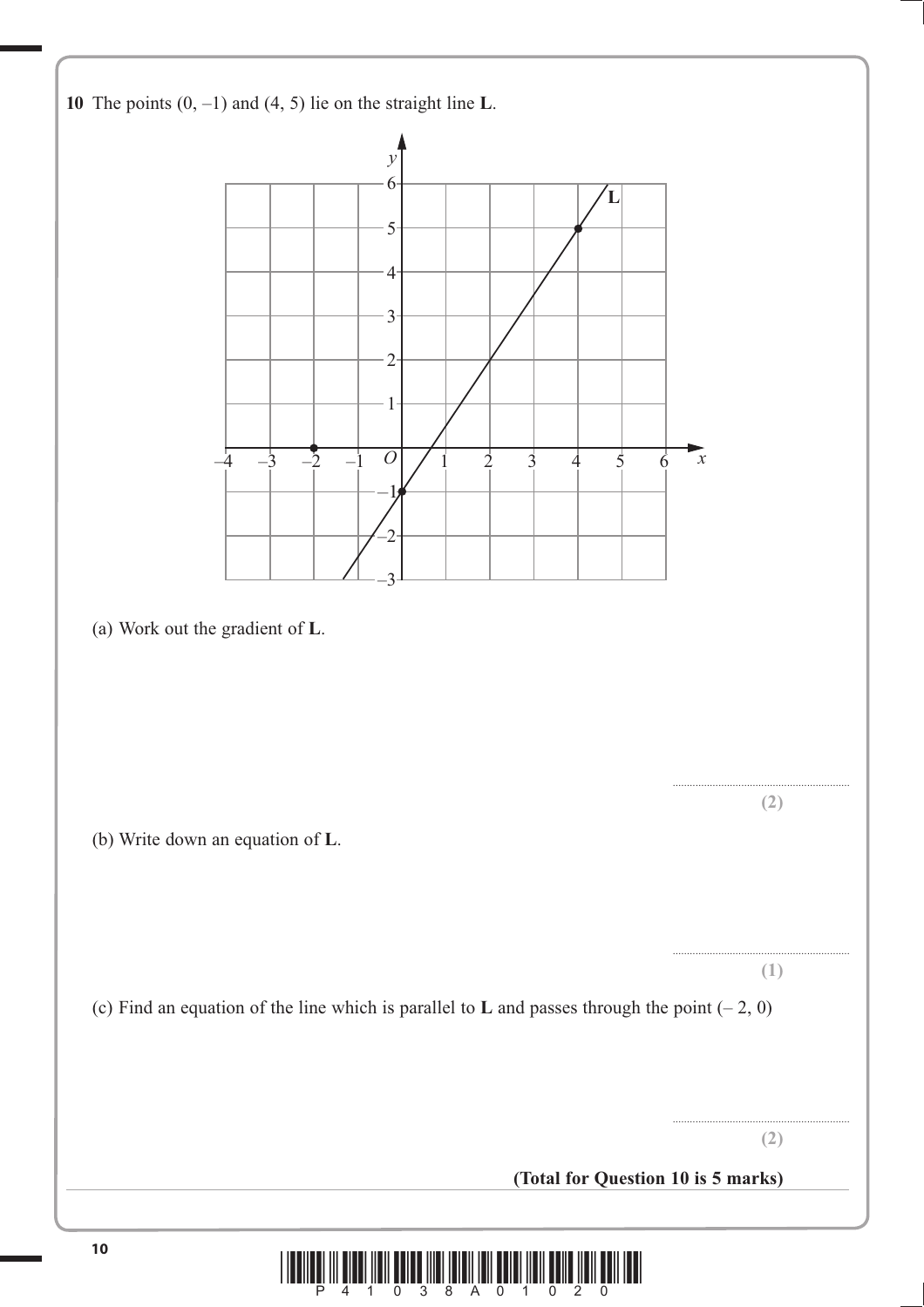**10** The points $(0, -1)$ and $(4, 5)$ lie on the straight line **L**.

(a) Work out the gradient of **L**.

..............................................................

**(2)**

(b) Write down an equation of **L**.

..............................................................

**(1)**

(c) Find an equation of the line which is parallel to **L** and passes through the point $(-2, 0)$

..............................................................

**(2)**

**(Total for Question 10 is 5 marks)**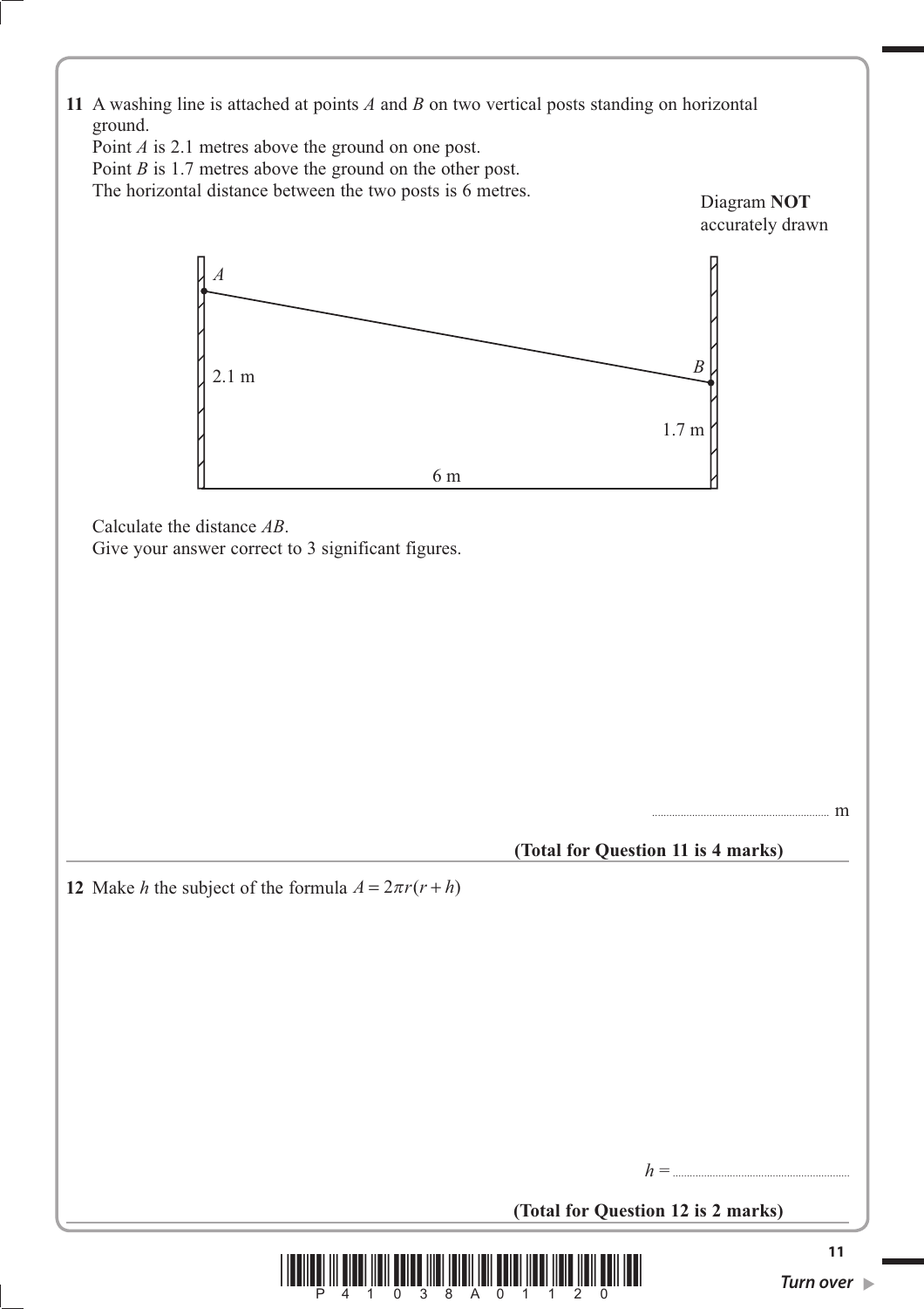**11** A washing line is attached at points $A$ and $B$ on two vertical posts standing on horizontal ground.

Point $A$ is 2.1 metres above the ground on one post.

Point $B$ is 1.7 metres above the ground on the other post.

The horizontal distance between the two posts is 6 metres.

Diagram **NOT** accurately drawn

Calculate the distance $AB$.

Give your answer correct to 3 significant figures.

.............................................................. m

**(Total for Question 11 is 4 marks)**

---

**12** Make $h$ the subject of the formula $A = 2\pi r(r + h)$

$h =$ ..............................................................

**(Total for Question 12 is 2 marks)**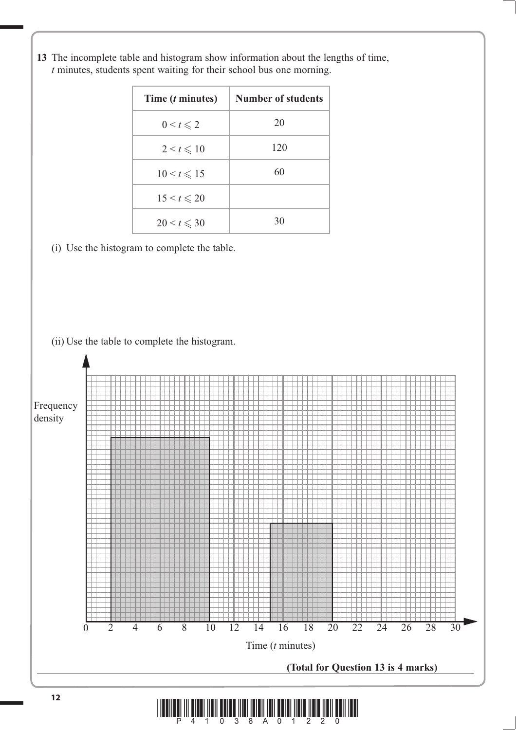**13** The incomplete table and histogram show information about the lengths of time, $t$ minutes, students spent waiting for their school bus one morning.

| Time ($t$ minutes) | Number of students |
|---|---|
| $0 < t \leqslant 2$ | 20 |
| $2 < t \leqslant 10$ | 120 |
| $10 < t \leqslant 15$ | 60 |
| $15 < t \leqslant 20$ | |
| $20 < t \leqslant 30$ | 30 |

(i) Use the histogram to complete the table.

(ii) Use the table to complete the histogram.

Frequency density

Time ($t$ minutes)

0 2 4 6 8 10 12 14 16 18 20 22 24 26 28 30

**(Total for Question 13 is 4 marks)**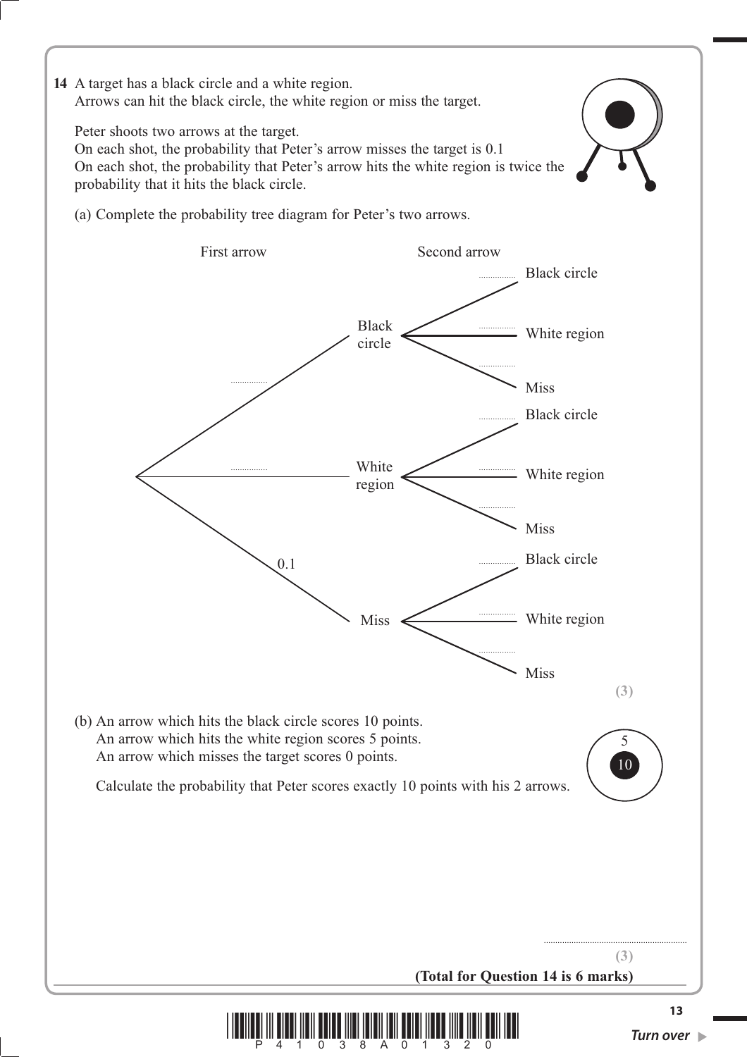**14** A target has a black circle and a white region.
Arrows can hit the black circle, the white region or miss the target.

Peter shoots two arrows at the target.
On each shot, the probability that Peter's arrow misses the target is 0.1
On each shot, the probability that Peter's arrow hits the white region is twice the probability that it hits the black circle.

(a) Complete the probability tree diagram for Peter's two arrows.

First arrow — Second arrow

- ............... Black circle
  - ............... Black circle
  - ............... White region
  - ............... Miss
- ............... White region
  - ............... Black circle
  - ............... White region
  - ............... Miss
- 0.1 Miss
  - ............... Black circle
  - ............... White region
  - ............... Miss

**(3)**

(b) An arrow which hits the black circle scores 10 points.
An arrow which hits the white region scores 5 points.
An arrow which misses the target scores 0 points.

Calculate the probability that Peter scores exactly 10 points with his 2 arrows.

..............................................................

**(3)**

**(Total for Question 14 is 6 marks)**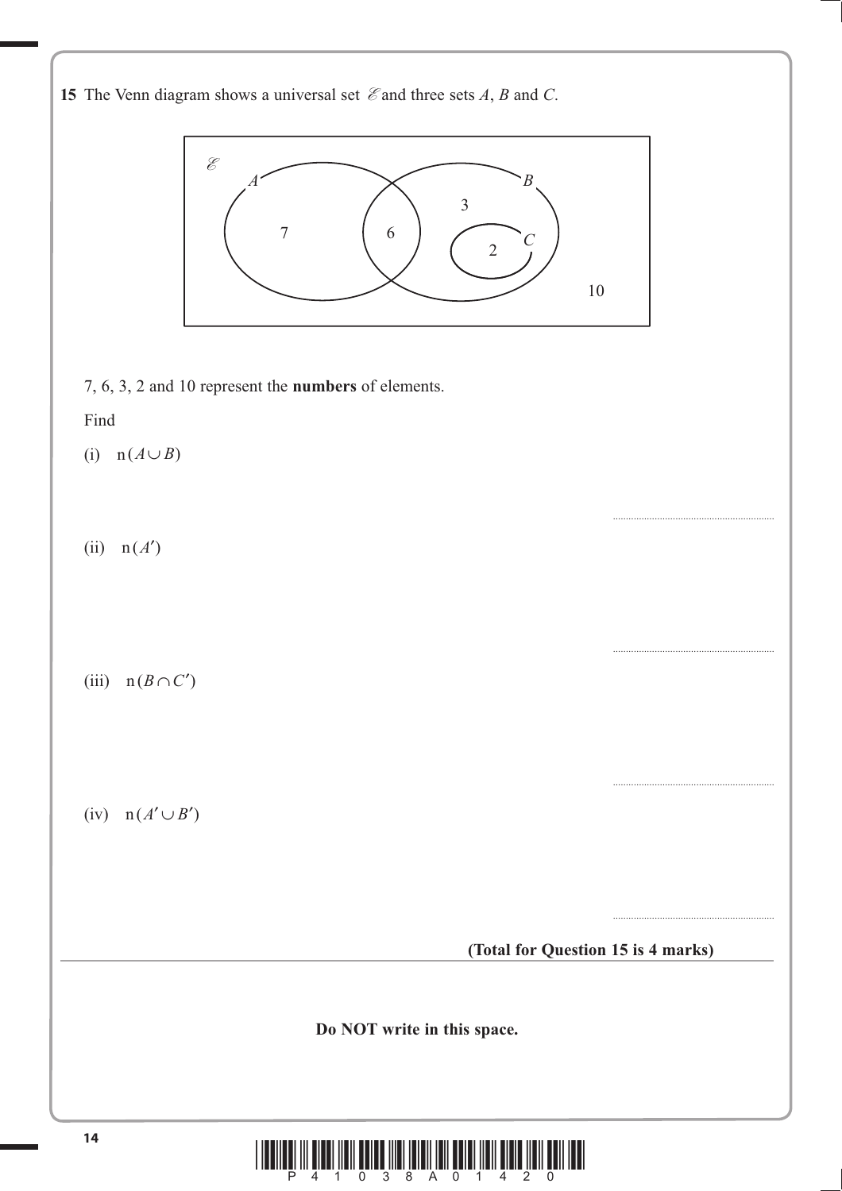**15** The Venn diagram shows a universal set $\mathscr{E}$ and three sets $A$, $B$ and $C$.

7, 6, 3, 2 and 10 represent the **numbers** of elements.

Find

(i) $n(A \cup B)$

..............................

(ii) $n(A')$

..............................

(iii) $n(B \cap C')$

..............................

(iv) $n(A' \cup B')$

..............................

**(Total for Question 15 is 4 marks)**

**Do NOT write in this space.**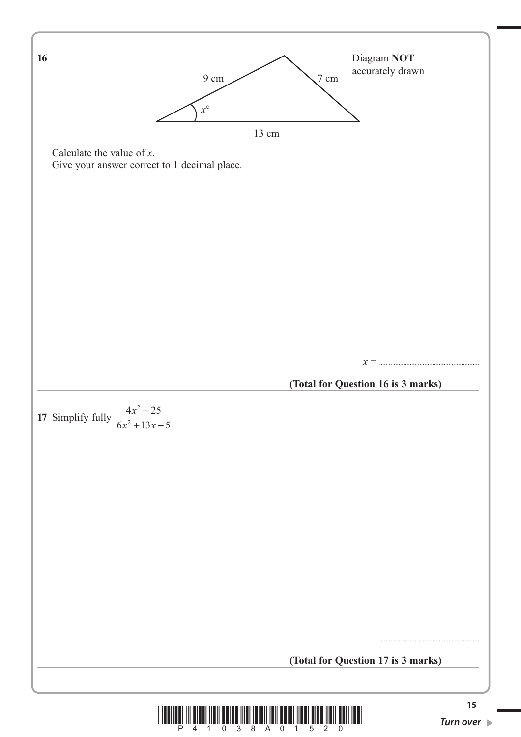**16**

Diagram **NOT** accurately drawn

9 cm

7 cm

$x°$

13 cm

Calculate the value of $x$.
Give your answer correct to 1 decimal place.

$x =$ ..............................................

**(Total for Question 16 is 3 marks)**

---

**17** Simplify fully $\dfrac{4x^2 - 25}{6x^2 + 13x - 5}$

..............................................

**(Total for Question 17 is 3 marks)**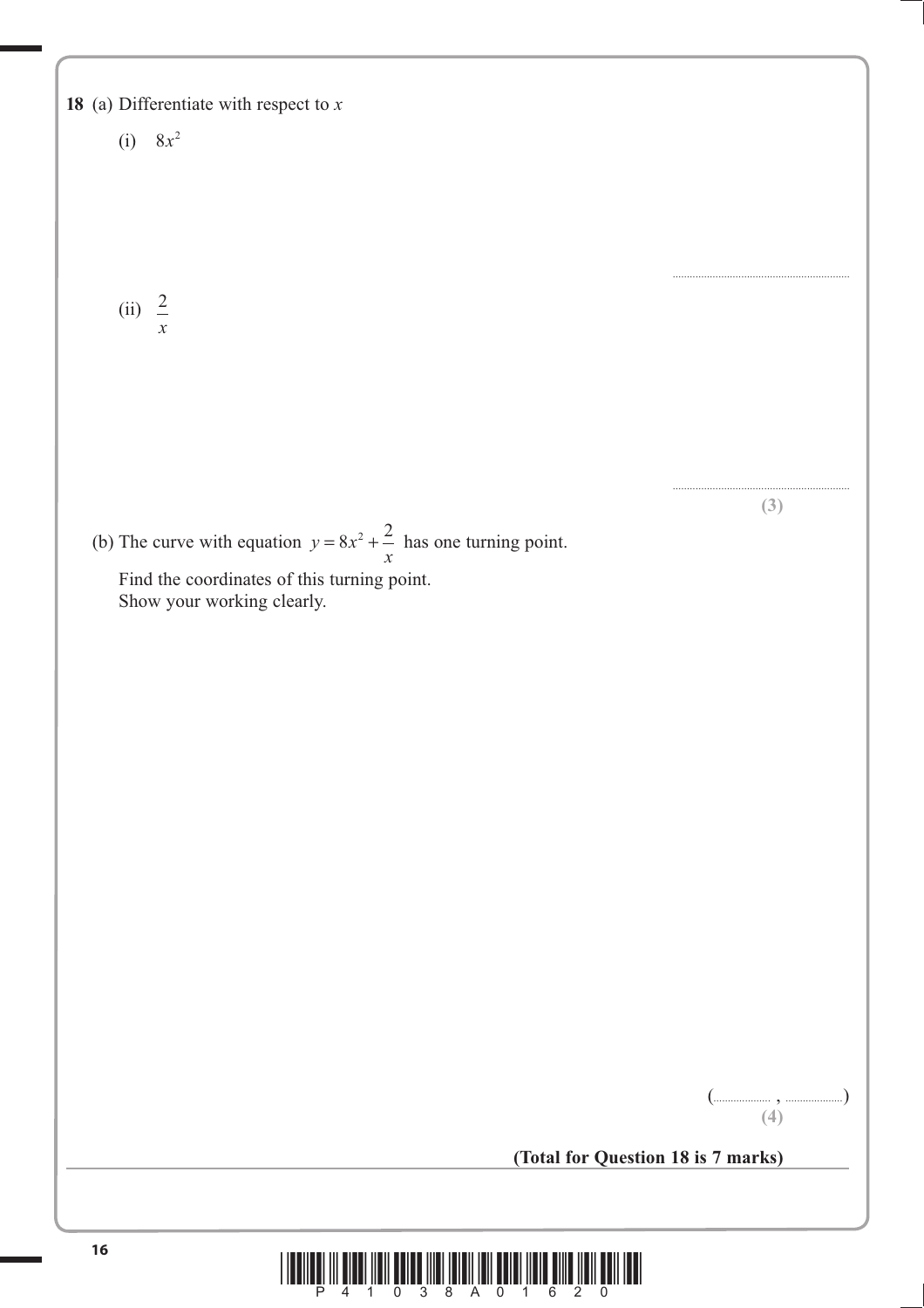**18** (a) Differentiate with respect to $x$

(i) $8x^2$

..............................

(ii) $\frac{2}{x}$

..............................

**(3)**

(b) The curve with equation $y = 8x^2 + \frac{2}{x}$ has one turning point.

Find the coordinates of this turning point.
Show your working clearly.

(.................. , ..................)

**(4)**

**(Total for Question 18 is 7 marks)**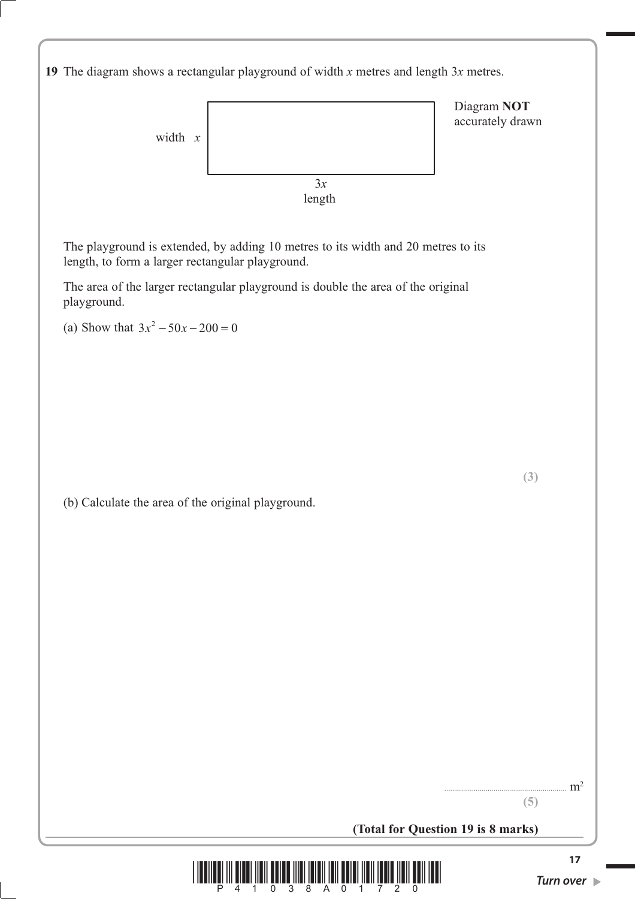**19** The diagram shows a rectangular playground of width $x$ metres and length $3x$ metres.

width $x$

$3x$
length

Diagram **NOT** accurately drawn

The playground is extended, by adding 10 metres to its width and 20 metres to its length, to form a larger rectangular playground.

The area of the larger rectangular playground is double the area of the original playground.

(a) Show that $3x^2 - 50x - 200 = 0$

**(3)**

(b) Calculate the area of the original playground.

.............................................................. $m^2$

**(5)**

**(Total for Question 19 is 8 marks)**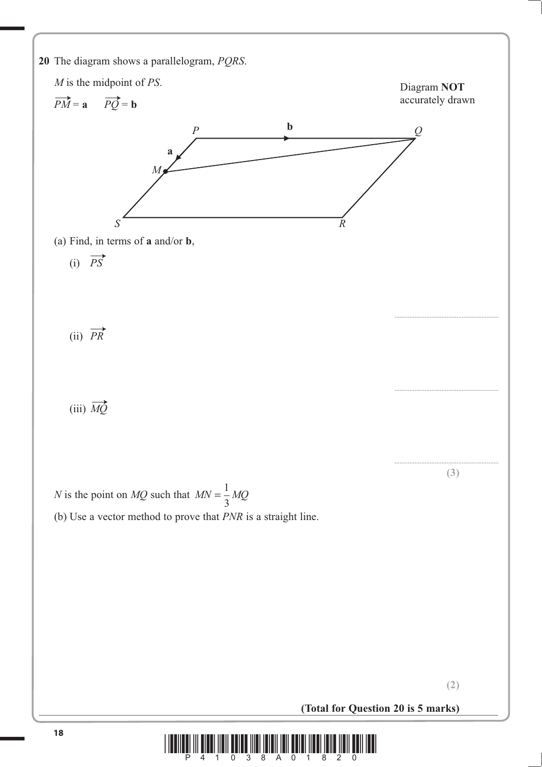**20** The diagram shows a parallelogram, $PQRS$.

$M$ is the midpoint of $PS$.

$\overrightarrow{PM} = \mathbf{a}$ $\quad \overrightarrow{PQ} = \mathbf{b}$

Diagram **NOT** accurately drawn

(a) Find, in terms of **a** and/or **b**,

(i) $\overrightarrow{PS}$

..............................................................

(ii) $\overrightarrow{PR}$

..............................................................

(iii) $\overrightarrow{MQ}$

..............................................................

**(3)**

$N$ is the point on $MQ$ such that $MN = \frac{1}{3}MQ$

(b) Use a vector method to prove that $PNR$ is a straight line.

**(2)**

**(Total for Question 20 is 5 marks)**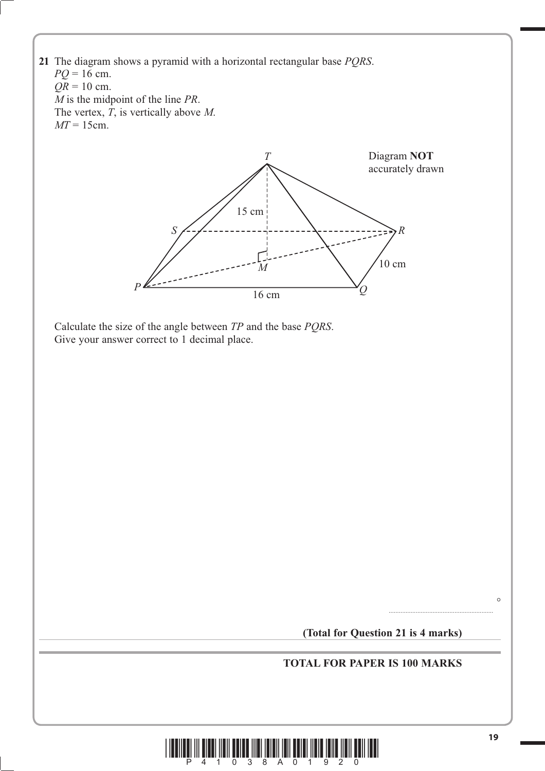**21** The diagram shows a pyramid with a horizontal rectangular base *PQRS*.

$PQ = 16$ cm.

$QR = 10$ cm.

*M* is the midpoint of the line *PR*.

The vertex, *T*, is vertically above *M*.

$MT = 15$cm.

Diagram **NOT** accurately drawn

Calculate the size of the angle between *TP* and the base *PQRS*.

Give your answer correct to 1 decimal place.

..................................................... °

**(Total for Question 21 is 4 marks)**

---

**TOTAL FOR PAPER IS 100 MARKS**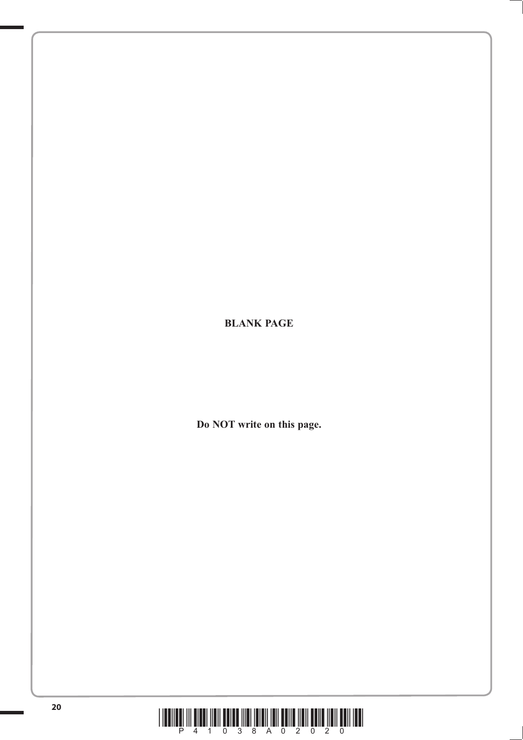**BLANK PAGE**

**Do NOT write on this page.**